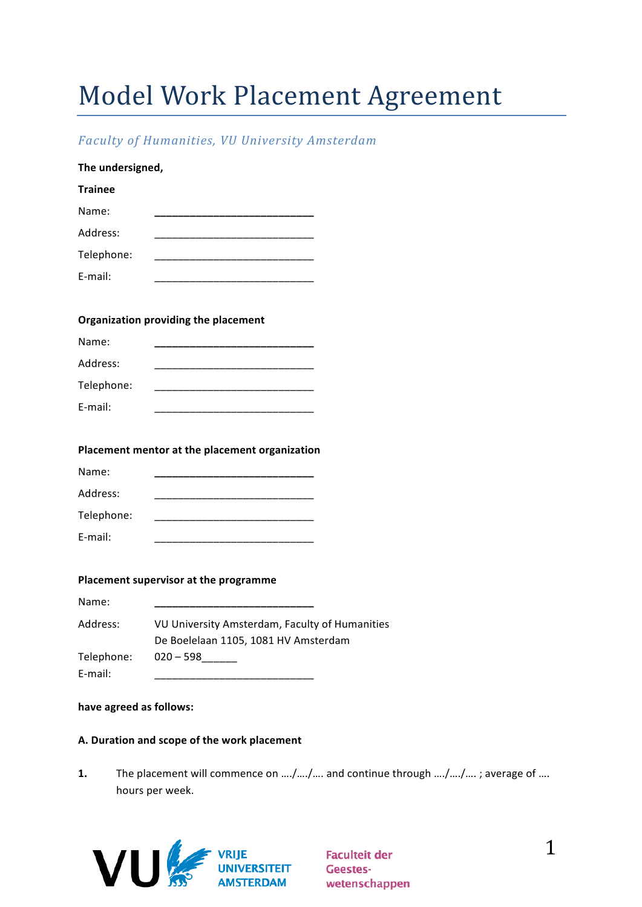# Model Work Placement Agreement

*Faculty of Humanities, VU University Amsterdam*

**The undersigned,**

**Trainee**

Name: ____________________________

Address: ____________________________

Telephone: ____________________________

E-mail: ____________________________

**Organization providing the placement**

Name: ____________________________

Address: ____________________________

Telephone: ____________________________

E-mail: ____________________________

**Placement mentor at the placement organization**

Name: ____________________________

Address: ____________________________

Telephone: ____________________________

E-mail: ____________________________

**Placement supervisor at the programme**

Name: ____________________________

Address: VU University Amsterdam, Faculty of Humanities
De Boelelaan 1105, 1081 HV Amsterdam

Telephone: 020 – 598______

E-mail: ____________________________

**have agreed as follows:**

**A. Duration and scope of the work placement**

**1.** The placement will commence on …./…./…. and continue through …./…./…. ; average of …. hours per week.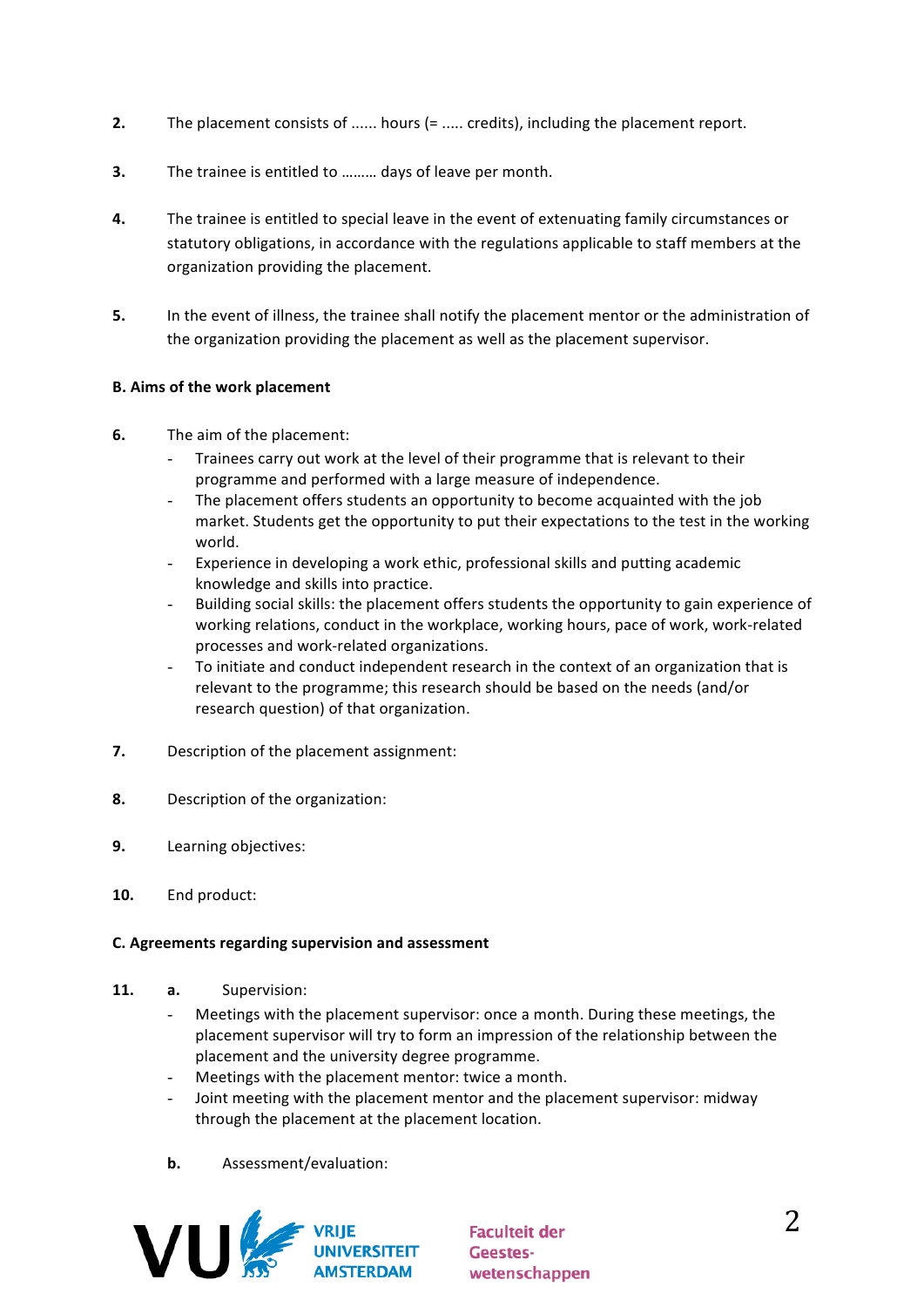2. The placement consists of ...... hours (= ..... credits), including the placement report.

3. The trainee is entitled to ……… days of leave per month.

4. The trainee is entitled to special leave in the event of extenuating family circumstances or statutory obligations, in accordance with the regulations applicable to staff members at the organization providing the placement.

5. In the event of illness, the trainee shall notify the placement mentor or the administration of the organization providing the placement as well as the placement supervisor.

**B. Aims of the work placement**

6. The aim of the placement:
   - Trainees carry out work at the level of their programme that is relevant to their programme and performed with a large measure of independence.
   - The placement offers students an opportunity to become acquainted with the job market. Students get the opportunity to put their expectations to the test in the working world.
   - Experience in developing a work ethic, professional skills and putting academic knowledge and skills into practice.
   - Building social skills: the placement offers students the opportunity to gain experience of working relations, conduct in the workplace, working hours, pace of work, work-related processes and work-related organizations.
   - To initiate and conduct independent research in the context of an organization that is relevant to the programme; this research should be based on the needs (and/or research question) of that organization.

7. Description of the placement assignment:

8. Description of the organization:

9. Learning objectives:

10. End product:

**C. Agreements regarding supervision and assessment**

11. **a.** Supervision:
   - Meetings with the placement supervisor: once a month. During these meetings, the placement supervisor will try to form an impression of the relationship between the placement and the university degree programme.
   - Meetings with the placement mentor: twice a month.
   - Joint meeting with the placement mentor and the placement supervisor: midway through the placement at the placement location.

    **b.** Assessment/evaluation: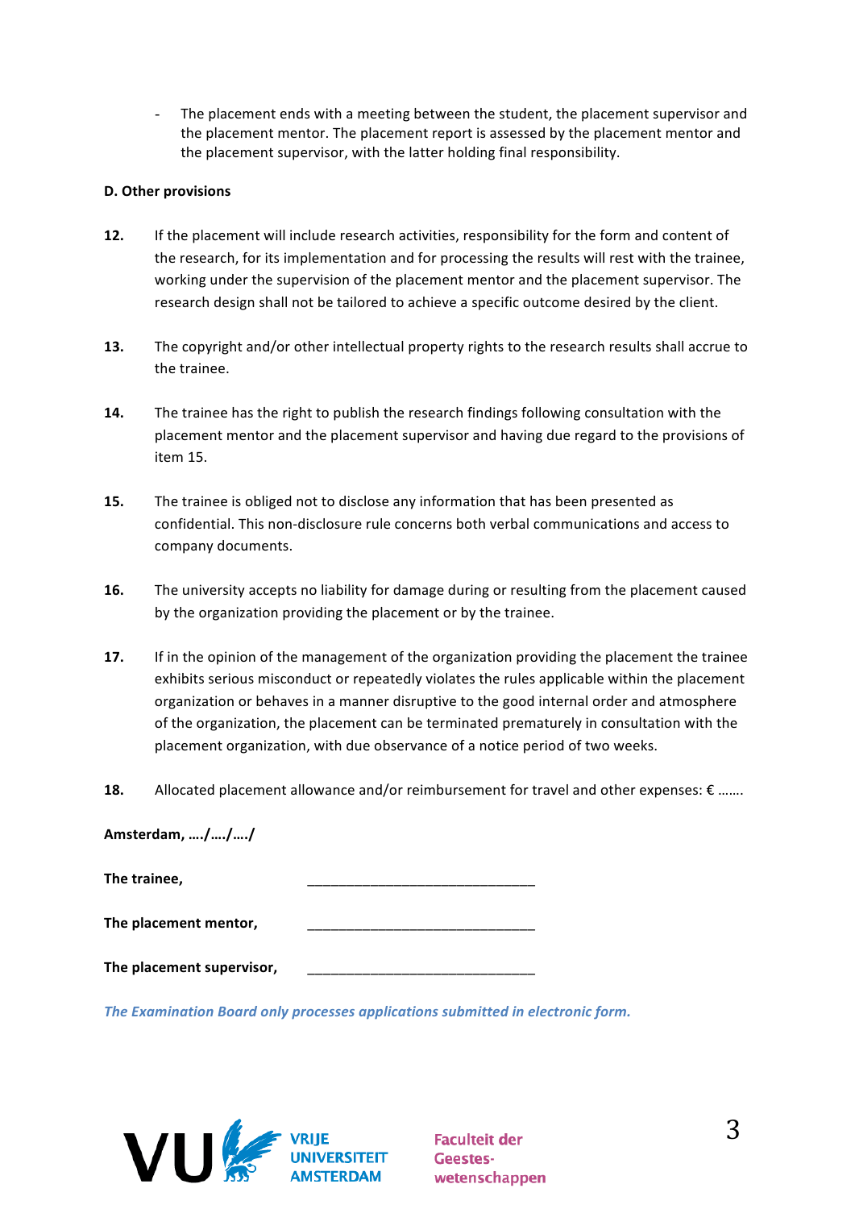- The placement ends with a meeting between the student, the placement supervisor and the placement mentor. The placement report is assessed by the placement mentor and the placement supervisor, with the latter holding final responsibility.

**D. Other provisions**

**12.** If the placement will include research activities, responsibility for the form and content of the research, for its implementation and for processing the results will rest with the trainee, working under the supervision of the placement mentor and the placement supervisor. The research design shall not be tailored to achieve a specific outcome desired by the client.

**13.** The copyright and/or other intellectual property rights to the research results shall accrue to the trainee.

**14.** The trainee has the right to publish the research findings following consultation with the placement mentor and the placement supervisor and having due regard to the provisions of item 15.

**15.** The trainee is obliged not to disclose any information that has been presented as confidential. This non-disclosure rule concerns both verbal communications and access to company documents.

**16.** The university accepts no liability for damage during or resulting from the placement caused by the organization providing the placement or by the trainee.

**17.** If in the opinion of the management of the organization providing the placement the trainee exhibits serious misconduct or repeatedly violates the rules applicable within the placement organization or behaves in a manner disruptive to the good internal order and atmosphere of the organization, the placement can be terminated prematurely in consultation with the placement organization, with due observance of a notice period of two weeks.

**18.** Allocated placement allowance and/or reimbursement for travel and other expenses: € …….

**Amsterdam, …./…./…./**

**The trainee,** ______________________________

**The placement mentor,** ______________________________

**The placement supervisor,** ______________________________

***The Examination Board only processes applications submitted in electronic form.***

VU VRIJE UNIVERSITEIT AMSTERDAM

Faculteit der Geestes­wetenschappen